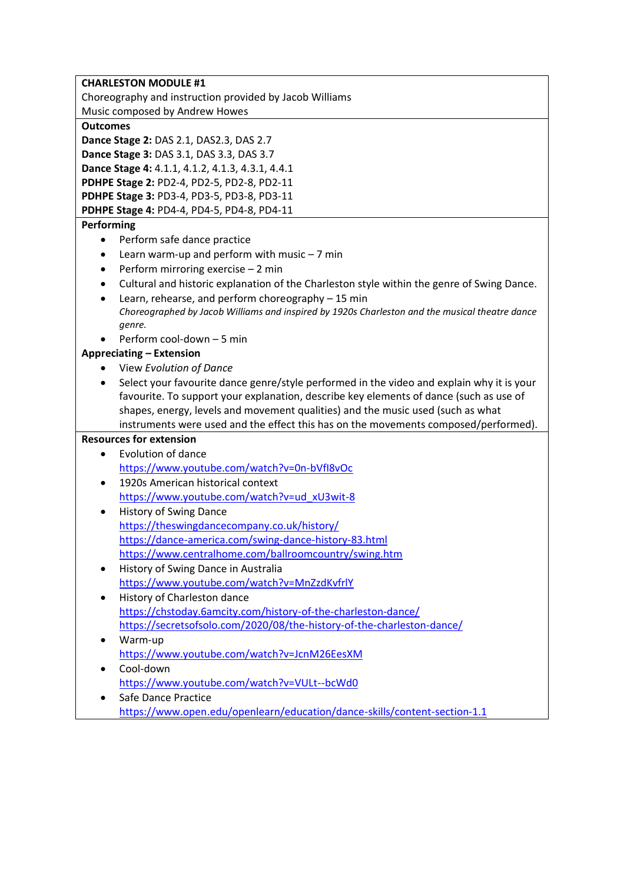**CHARLESTON MODULE #1**

Choreography and instruction provided by Jacob Williams

Music composed by Andrew Howes

**Outcomes**

**Dance Stage 2:** DAS 2.1, DAS2.3, DAS 2.7

**Dance Stage 3:** DAS 3.1, DAS 3.3, DAS 3.7

**Dance Stage 4:** 4.1.1, 4.1.2, 4.1.3, 4.3.1, 4.4.1

**PDHPE Stage 2:** PD2-4, PD2-5, PD2-8, PD2-11

**PDHPE Stage 3:** PD3-4, PD3-5, PD3-8, PD3-11

**PDHPE Stage 4:** PD4-4, PD4-5, PD4-8, PD4-11

**Performing**

- Perform safe dance practice
- Learn warm-up and perform with music – 7 min
- Perform mirroring exercise – 2 min
- Cultural and historic explanation of the Charleston style within the genre of Swing Dance.
- Learn, rehearse, and perform choreography – 15 min
  *Choreographed by Jacob Williams and inspired by 1920s Charleston and the musical theatre dance genre.*
- Perform cool-down – 5 min

**Appreciating – Extension**

- View *Evolution of Dance*
- Select your favourite dance genre/style performed in the video and explain why it is your favourite. To support your explanation, describe key elements of dance (such as use of shapes, energy, levels and movement qualities) and the music used (such as what instruments were used and the effect this has on the movements composed/performed).

**Resources for extension**

- Evolution of dance
  https://www.youtube.com/watch?v=0n-bVfI8vOc
- 1920s American historical context
  https://www.youtube.com/watch?v=ud_xU3wit-8
- History of Swing Dance
  https://theswingdancecompany.co.uk/history/
  https://dance-america.com/swing-dance-history-83.html
  https://www.centralhome.com/ballroomcountry/swing.htm
- History of Swing Dance in Australia
  https://www.youtube.com/watch?v=MnZzdKvfrlY
- History of Charleston dance
  https://chstoday.6amcity.com/history-of-the-charleston-dance/
  https://secretsofsolo.com/2020/08/the-history-of-the-charleston-dance/
- Warm-up
  https://www.youtube.com/watch?v=JcnM26EesXM
- Cool-down
  https://www.youtube.com/watch?v=VULt--bcWd0
- Safe Dance Practice
  https://www.open.edu/openlearn/education/dance-skills/content-section-1.1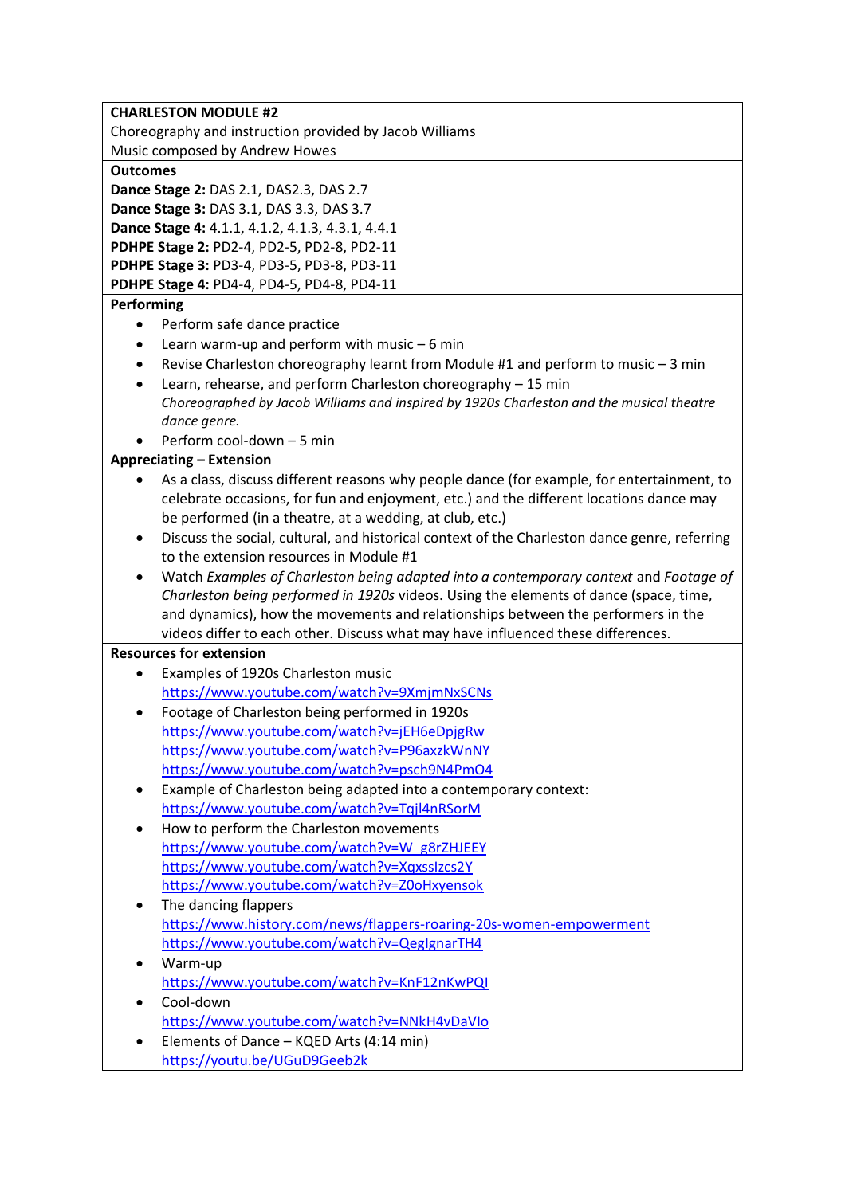**CHARLESTON MODULE #2**

Choreography and instruction provided by Jacob Williams

Music composed by Andrew Howes

**Outcomes**

**Dance Stage 2:** DAS 2.1, DAS2.3, DAS 2.7

**Dance Stage 3:** DAS 3.1, DAS 3.3, DAS 3.7

**Dance Stage 4:** 4.1.1, 4.1.2, 4.1.3, 4.3.1, 4.4.1

**PDHPE Stage 2:** PD2-4, PD2-5, PD2-8, PD2-11

**PDHPE Stage 3:** PD3-4, PD3-5, PD3-8, PD3-11

**PDHPE Stage 4:** PD4-4, PD4-5, PD4-8, PD4-11

**Performing**

- Perform safe dance practice
- Learn warm-up and perform with music – 6 min
- Revise Charleston choreography learnt from Module #1 and perform to music – 3 min
- Learn, rehearse, and perform Charleston choreography – 15 min
  *Choreographed by Jacob Williams and inspired by 1920s Charleston and the musical theatre dance genre.*
- Perform cool-down – 5 min

**Appreciating – Extension**

- As a class, discuss different reasons why people dance (for example, for entertainment, to celebrate occasions, for fun and enjoyment, etc.) and the different locations dance may be performed (in a theatre, at a wedding, at club, etc.)
- Discuss the social, cultural, and historical context of the Charleston dance genre, referring to the extension resources in Module #1
- Watch *Examples of Charleston being adapted into a contemporary context* and *Footage of Charleston being performed in 1920s* videos. Using the elements of dance (space, time, and dynamics), how the movements and relationships between the performers in the videos differ to each other. Discuss what may have influenced these differences.

**Resources for extension**

- Examples of 1920s Charleston music
  https://www.youtube.com/watch?v=9XmjmNxSCNs
- Footage of Charleston being performed in 1920s
  https://www.youtube.com/watch?v=jEH6eDpjgRw
  https://www.youtube.com/watch?v=P96axzkWnNY
  https://www.youtube.com/watch?v=psch9N4PmO4
- Example of Charleston being adapted into a contemporary context:
  https://www.youtube.com/watch?v=Tqjl4nRSorM
- How to perform the Charleston movements
  https://www.youtube.com/watch?v=W_g8rZHJEEY
  https://www.youtube.com/watch?v=XqxssIzcs2Y
  https://www.youtube.com/watch?v=Z0oHxyensok
- The dancing flappers
  https://www.history.com/news/flappers-roaring-20s-women-empowerment
  https://www.youtube.com/watch?v=QegIgnarTH4
- Warm-up
  https://www.youtube.com/watch?v=KnF12nKwPQI
- Cool-down
  https://www.youtube.com/watch?v=NNkH4vDaVIo
- Elements of Dance – KQED Arts (4:14 min)
  https://youtu.be/UGuD9Geeb2k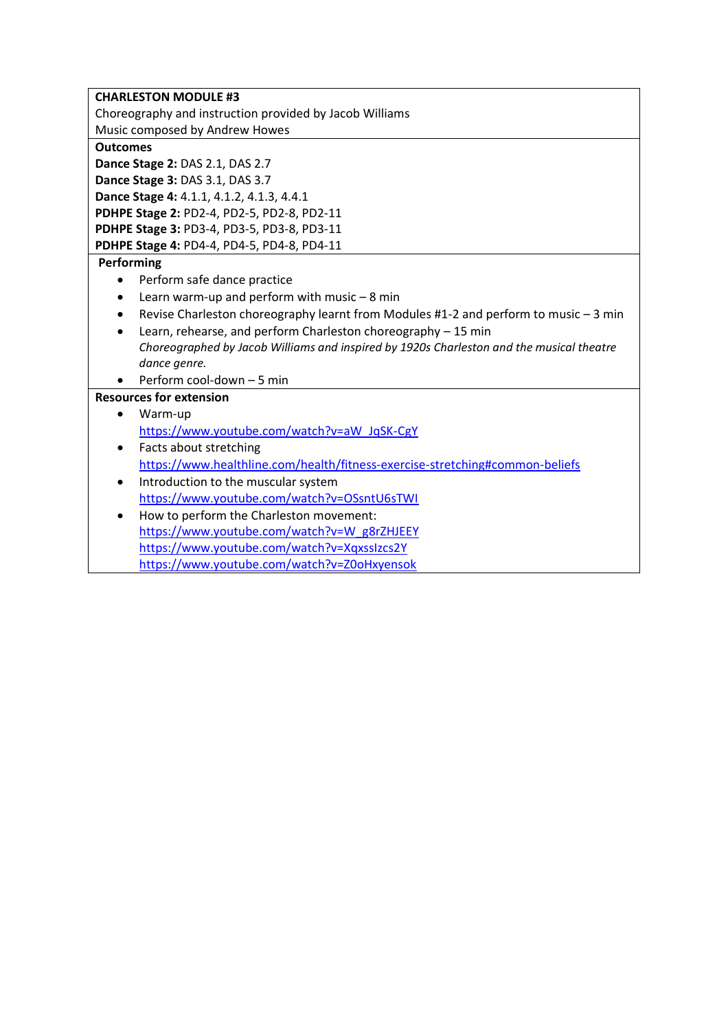**CHARLESTON MODULE #3**

Choreography and instruction provided by Jacob Williams

Music composed by Andrew Howes

**Outcomes**

**Dance Stage 2:** DAS 2.1, DAS 2.7

**Dance Stage 3:** DAS 3.1, DAS 3.7

**Dance Stage 4:** 4.1.1, 4.1.2, 4.1.3, 4.4.1

**PDHPE Stage 2:** PD2-4, PD2-5, PD2-8, PD2-11

**PDHPE Stage 3:** PD3-4, PD3-5, PD3-8, PD3-11

**PDHPE Stage 4:** PD4-4, PD4-5, PD4-8, PD4-11

**Performing**

- Perform safe dance practice
- Learn warm-up and perform with music – 8 min
- Revise Charleston choreography learnt from Modules #1-2 and perform to music – 3 min
- Learn, rehearse, and perform Charleston choreography – 15 min
  *Choreographed by Jacob Williams and inspired by 1920s Charleston and the musical theatre dance genre.*
- Perform cool-down – 5 min

**Resources for extension**

- Warm-up
  https://www.youtube.com/watch?v=aW_JqSK-CgY
- Facts about stretching
  https://www.healthline.com/health/fitness-exercise-stretching#common-beliefs
- Introduction to the muscular system
  https://www.youtube.com/watch?v=OSsntU6sTWI
- How to perform the Charleston movement:
  https://www.youtube.com/watch?v=W_g8rZHJEEY
  https://www.youtube.com/watch?v=XqxssIzcs2Y
  https://www.youtube.com/watch?v=Z0oHxyensok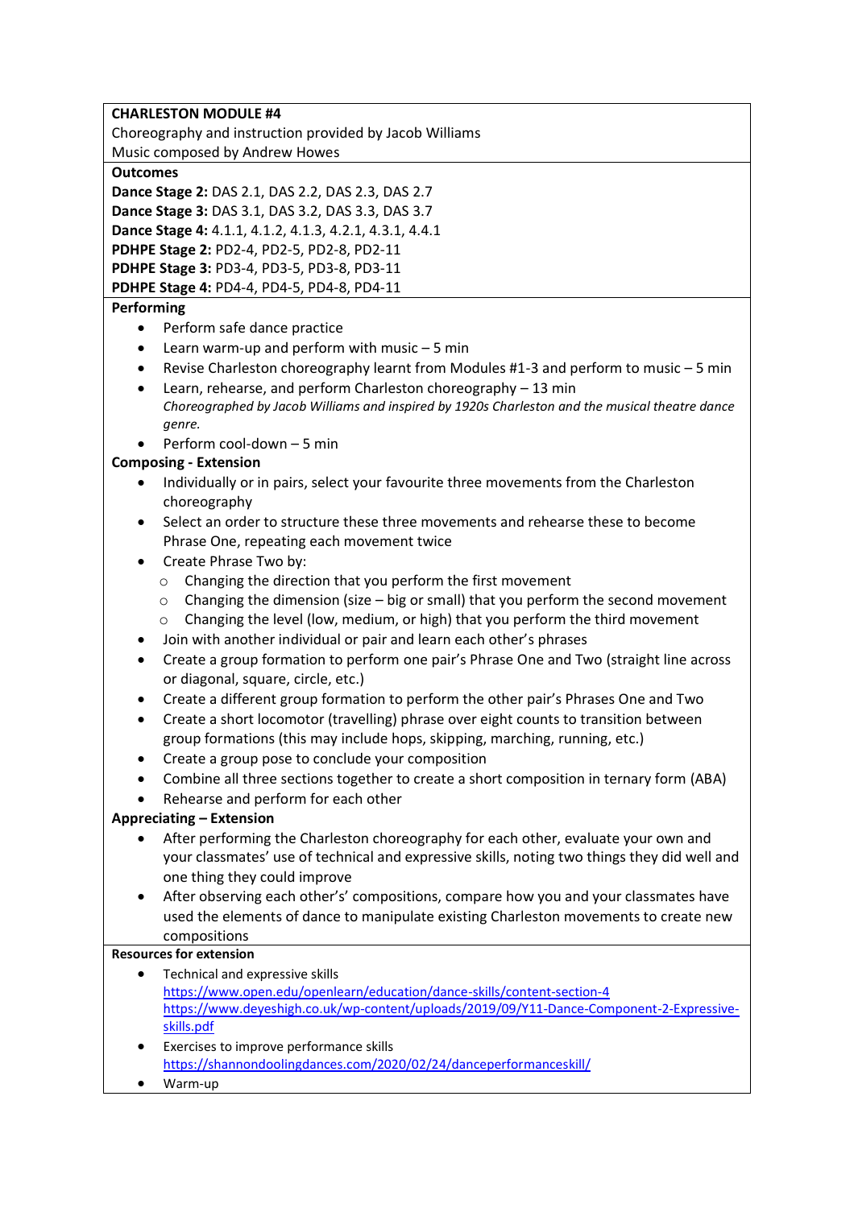**CHARLESTON MODULE #4**

Choreography and instruction provided by Jacob Williams

Music composed by Andrew Howes

**Outcomes**

**Dance Stage 2:** DAS 2.1, DAS 2.2, DAS 2.3, DAS 2.7

**Dance Stage 3:** DAS 3.1, DAS 3.2, DAS 3.3, DAS 3.7

**Dance Stage 4:** 4.1.1, 4.1.2, 4.1.3, 4.2.1, 4.3.1, 4.4.1

**PDHPE Stage 2:** PD2-4, PD2-5, PD2-8, PD2-11

**PDHPE Stage 3:** PD3-4, PD3-5, PD3-8, PD3-11

**PDHPE Stage 4:** PD4-4, PD4-5, PD4-8, PD4-11

**Performing**

- Perform safe dance practice
- Learn warm-up and perform with music – 5 min
- Revise Charleston choreography learnt from Modules #1-3 and perform to music – 5 min
- Learn, rehearse, and perform Charleston choreography – 13 min
  *Choreographed by Jacob Williams and inspired by 1920s Charleston and the musical theatre dance genre.*
- Perform cool-down – 5 min

**Composing - Extension**

- Individually or in pairs, select your favourite three movements from the Charleston choreography
- Select an order to structure these three movements and rehearse these to become Phrase One, repeating each movement twice
- Create Phrase Two by:
  - Changing the direction that you perform the first movement
  - Changing the dimension (size – big or small) that you perform the second movement
  - Changing the level (low, medium, or high) that you perform the third movement
- Join with another individual or pair and learn each other's phrases
- Create a group formation to perform one pair's Phrase One and Two (straight line across or diagonal, square, circle, etc.)
- Create a different group formation to perform the other pair's Phrases One and Two
- Create a short locomotor (travelling) phrase over eight counts to transition between group formations (this may include hops, skipping, marching, running, etc.)
- Create a group pose to conclude your composition
- Combine all three sections together to create a short composition in ternary form (ABA)
- Rehearse and perform for each other

**Appreciating – Extension**

- After performing the Charleston choreography for each other, evaluate your own and your classmates' use of technical and expressive skills, noting two things they did well and one thing they could improve
- After observing each other's' compositions, compare how you and your classmates have used the elements of dance to manipulate existing Charleston movements to create new compositions

**Resources for extension**

- Technical and expressive skills
  https://www.open.edu/openlearn/education/dance-skills/content-section-4
  https://www.deyeshigh.co.uk/wp-content/uploads/2019/09/Y11-Dance-Component-2-Expressive-skills.pdf
- Exercises to improve performance skills
  https://shannondoolingdances.com/2020/02/24/danceperformanceskill/
- Warm-up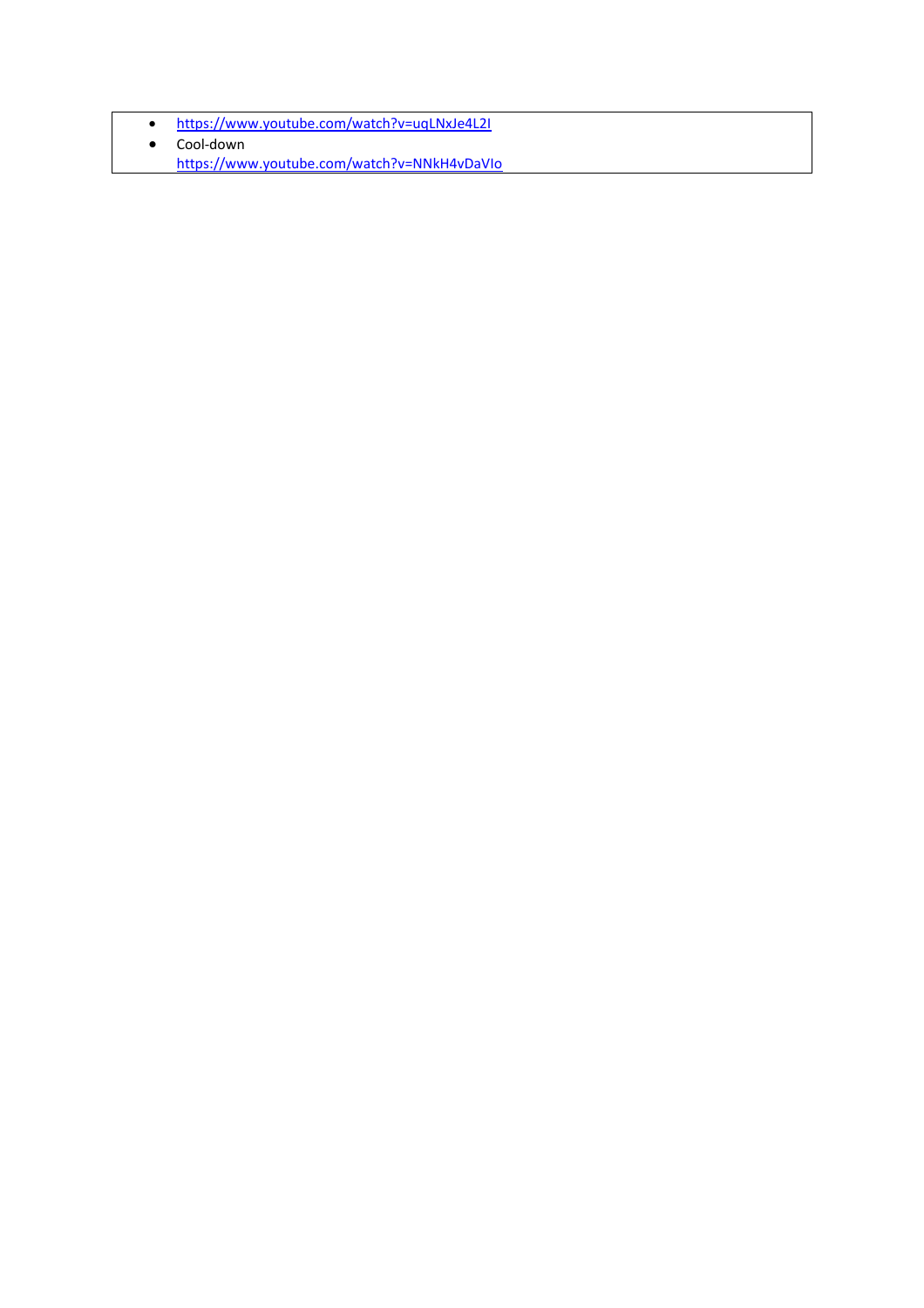- https://www.youtube.com/watch?v=uqLNxJe4L2I
- Cool-down
  https://www.youtube.com/watch?v=NNkH4vDaVIo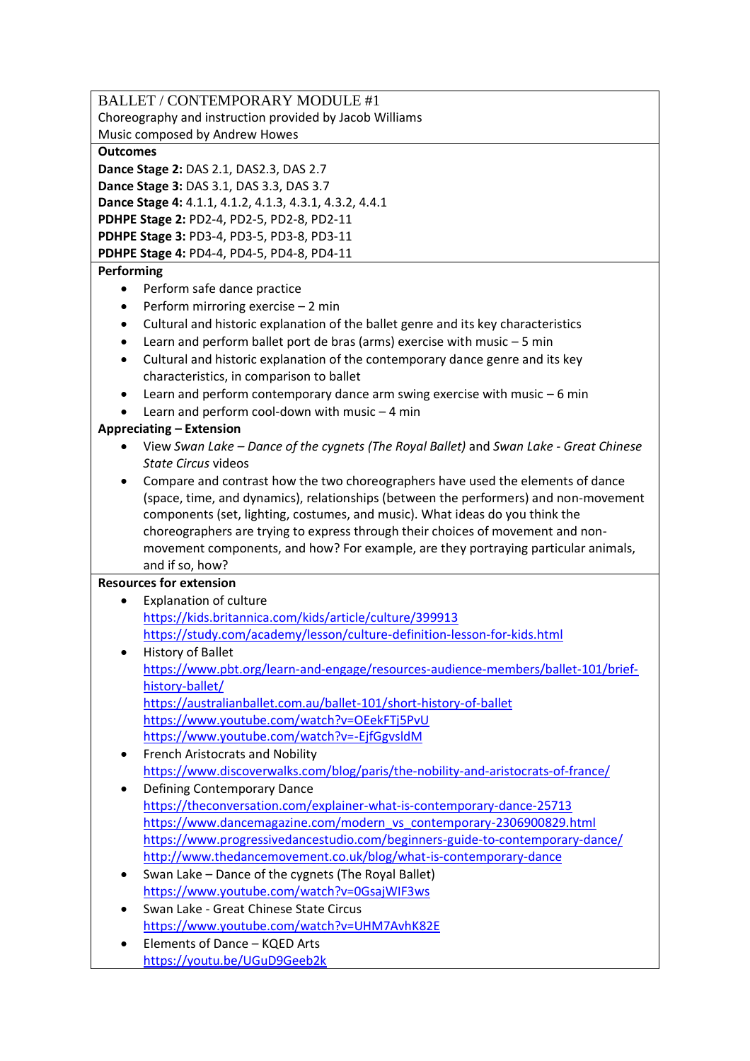BALLET / CONTEMPORARY MODULE #1
Choreography and instruction provided by Jacob Williams
Music composed by Andrew Howes

**Outcomes**

**Dance Stage 2:** DAS 2.1, DAS2.3, DAS 2.7
**Dance Stage 3:** DAS 3.1, DAS 3.3, DAS 3.7
**Dance Stage 4:** 4.1.1, 4.1.2, 4.1.3, 4.3.1, 4.3.2, 4.4.1
**PDHPE Stage 2:** PD2-4, PD2-5, PD2-8, PD2-11
**PDHPE Stage 3:** PD3-4, PD3-5, PD3-8, PD3-11
**PDHPE Stage 4:** PD4-4, PD4-5, PD4-8, PD4-11

**Performing**

- Perform safe dance practice
- Perform mirroring exercise – 2 min
- Cultural and historic explanation of the ballet genre and its key characteristics
- Learn and perform ballet port de bras (arms) exercise with music – 5 min
- Cultural and historic explanation of the contemporary dance genre and its key characteristics, in comparison to ballet
- Learn and perform contemporary dance arm swing exercise with music – 6 min
- Learn and perform cool-down with music – 4 min

**Appreciating – Extension**

- View *Swan Lake – Dance of the cygnets (The Royal Ballet)* and *Swan Lake - Great Chinese State Circus* videos
- Compare and contrast how the two choreographers have used the elements of dance (space, time, and dynamics), relationships (between the performers) and non-movement components (set, lighting, costumes, and music). What ideas do you think the choreographers are trying to express through their choices of movement and non-movement components, and how? For example, are they portraying particular animals, and if so, how?

**Resources for extension**

- Explanation of culture
  https://kids.britannica.com/kids/article/culture/399913
  https://study.com/academy/lesson/culture-definition-lesson-for-kids.html
- History of Ballet
  https://www.pbt.org/learn-and-engage/resources-audience-members/ballet-101/brief-history-ballet/
  https://australianballet.com.au/ballet-101/short-history-of-ballet
  https://www.youtube.com/watch?v=OEekFTj5PvU
  https://www.youtube.com/watch?v=-EjfGgvsldM
- French Aristocrats and Nobility
  https://www.discoverwalks.com/blog/paris/the-nobility-and-aristocrats-of-france/
- Defining Contemporary Dance
  https://theconversation.com/explainer-what-is-contemporary-dance-25713
  https://www.dancemagazine.com/modern_vs_contemporary-2306900829.html
  https://www.progressivedancestudio.com/beginners-guide-to-contemporary-dance/
  http://www.thedancemovement.co.uk/blog/what-is-contemporary-dance
- Swan Lake – Dance of the cygnets (The Royal Ballet)
  https://www.youtube.com/watch?v=0GsajWIF3ws
- Swan Lake - Great Chinese State Circus
  https://www.youtube.com/watch?v=UHM7AvhK82E
- Elements of Dance – KQED Arts
  https://youtu.be/UGuD9Geeb2k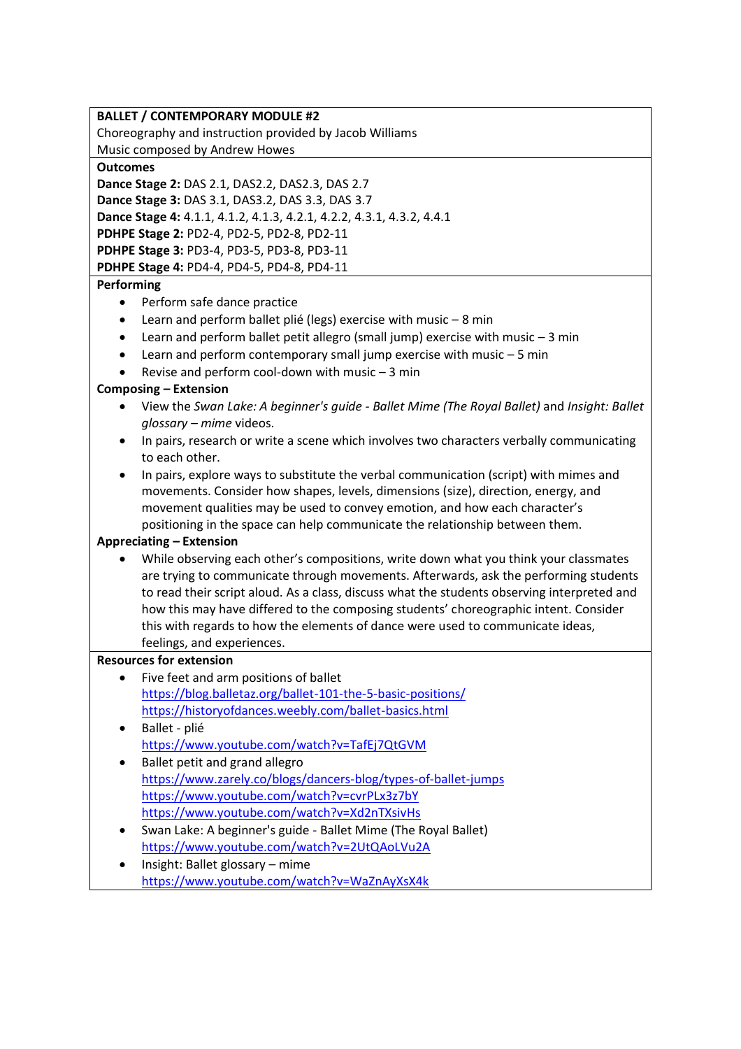**BALLET / CONTEMPORARY MODULE #2**

Choreography and instruction provided by Jacob Williams

Music composed by Andrew Howes

**Outcomes**

**Dance Stage 2:** DAS 2.1, DAS2.2, DAS2.3, DAS 2.7

**Dance Stage 3:** DAS 3.1, DAS3.2, DAS 3.3, DAS 3.7

**Dance Stage 4:** 4.1.1, 4.1.2, 4.1.3, 4.2.1, 4.2.2, 4.3.1, 4.3.2, 4.4.1

**PDHPE Stage 2:** PD2-4, PD2-5, PD2-8, PD2-11

**PDHPE Stage 3:** PD3-4, PD3-5, PD3-8, PD3-11

**PDHPE Stage 4:** PD4-4, PD4-5, PD4-8, PD4-11

**Performing**

- Perform safe dance practice
- Learn and perform ballet plié (legs) exercise with music – 8 min
- Learn and perform ballet petit allegro (small jump) exercise with music – 3 min
- Learn and perform contemporary small jump exercise with music – 5 min
- Revise and perform cool-down with music – 3 min

**Composing – Extension**

- View the *Swan Lake: A beginner's guide - Ballet Mime (The Royal Ballet)* and *Insight: Ballet glossary – mime* videos.
- In pairs, research or write a scene which involves two characters verbally communicating to each other.
- In pairs, explore ways to substitute the verbal communication (script) with mimes and movements. Consider how shapes, levels, dimensions (size), direction, energy, and movement qualities may be used to convey emotion, and how each character's positioning in the space can help communicate the relationship between them.

**Appreciating – Extension**

- While observing each other's compositions, write down what you think your classmates are trying to communicate through movements. Afterwards, ask the performing students to read their script aloud. As a class, discuss what the students observing interpreted and how this may have differed to the composing students' choreographic intent. Consider this with regards to how the elements of dance were used to communicate ideas, feelings, and experiences.

**Resources for extension**

- Five feet and arm positions of ballet
  https://blog.balletaz.org/ballet-101-the-5-basic-positions/
  https://historyofdances.weebly.com/ballet-basics.html
- Ballet - plié
  https://www.youtube.com/watch?v=TafEj7QtGVM
- Ballet petit and grand allegro
  https://www.zarely.co/blogs/dancers-blog/types-of-ballet-jumps
  https://www.youtube.com/watch?v=cvrPLx3z7bY
  https://www.youtube.com/watch?v=Xd2nTXsivHs
- Swan Lake: A beginner's guide - Ballet Mime (The Royal Ballet)
  https://www.youtube.com/watch?v=2UtQAoLVu2A
- Insight: Ballet glossary – mime
  https://www.youtube.com/watch?v=WaZnAyXsX4k